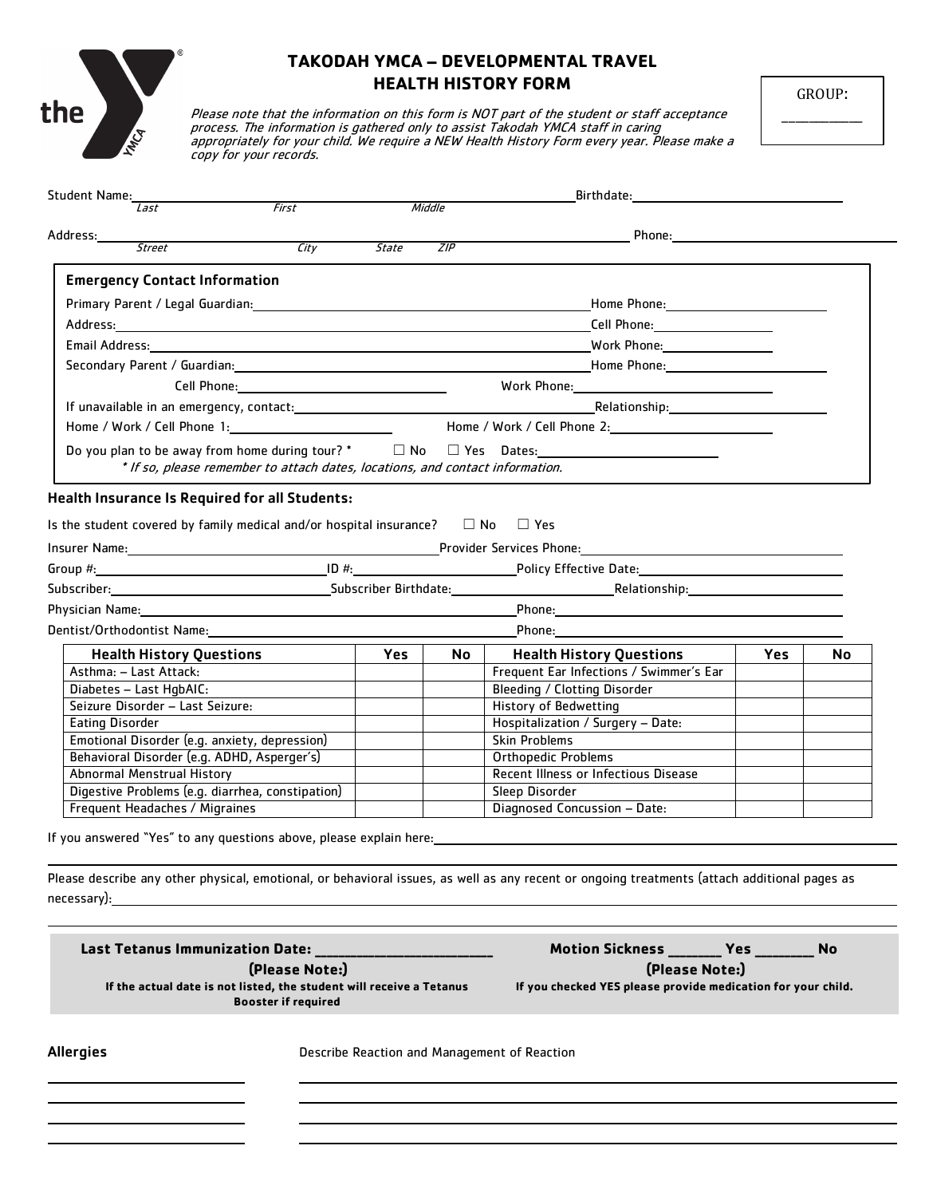# TAKODAH YMCA – DEVELOPMENTAL TRAVEL
# HEALTH HISTORY FORM

GROUP: ___________

*Please note that the information on this form is NOT part of the student or staff acceptance process. The information is gathered only to assist Takodah YMCA staff in caring appropriately for your child. We require a NEW Health History Form every year. Please make a copy for your records.*

Student Name: ______________________________ Birthdate: ______________________
*Last First Middle*

Address: ______________________________ Phone: ______________________
*Street City State ZIP*

**Emergency Contact Information**

Primary Parent / Legal Guardian: ______________________________ Home Phone: ______________________

Address: ______________________________ Cell Phone: ______________________

Email Address: ______________________________ Work Phone: ______________________

Secondary Parent / Guardian: ______________________________ Home Phone: ______________________

Cell Phone: ______________________ Work Phone: ______________________

If unavailable in an emergency, contact: ______________________________ Relationship: ______________________

Home / Work / Cell Phone 1: ______________________ Home / Work / Cell Phone 2: ______________________

Do you plan to be away from home during tour? * ☐ No ☐ Yes Dates: ______________________

*\* If so, please remember to attach dates, locations, and contact information.*

**Health Insurance Is Required for all Students:**

Is the student covered by family medical and/or hospital insurance? ☐ No ☐ Yes

Insurer Name: ______________________________ Provider Services Phone: ______________________

Group #: ______________________ ID #: ______________________ Policy Effective Date: ______________________

Subscriber: ______________________ Subscriber Birthdate: ______________________ Relationship: ______________________

Physician Name: ______________________________ Phone: ______________________

Dentist/Orthodontist Name: ______________________________ Phone: ______________________

| Health History Questions | Yes | No | Health History Questions | Yes | No |
|---|---|---|---|---|---|
| Asthma: – Last Attack: | | | Frequent Ear Infections / Swimmer's Ear | | |
| Diabetes – Last HgbAIC: | | | Bleeding / Clotting Disorder | | |
| Seizure Disorder – Last Seizure: | | | History of Bedwetting | | |
| Eating Disorder | | | Hospitalization / Surgery – Date: | | |
| Emotional Disorder (e.g. anxiety, depression) | | | Skin Problems | | |
| Behavioral Disorder (e.g. ADHD, Asperger's) | | | Orthopedic Problems | | |
| Abnormal Menstrual History | | | Recent Illness or Infectious Disease | | |
| Digestive Problems (e.g. diarrhea, constipation) | | | Sleep Disorder | | |
| Frequent Headaches / Migraines | | | Diagnosed Concussion – Date: | | |

If you answered "Yes" to any questions above, please explain here: ______________________________

Please describe any other physical, emotional, or behavioral issues, as well as any recent or ongoing treatments (attach additional pages as necessary): ______________________________

**Last Tetanus Immunization Date: ________________________**

**(Please Note:)**

**If the actual date is not listed, the student will receive a Tetanus Booster if required**

**Motion Sickness _______ Yes ________ No**

**(Please Note:)**

**If you checked YES please provide medication for your child.**

**Allergies** Describe Reaction and Management of Reaction

______________________ ______________________________

______________________ ______________________________

______________________ ______________________________

______________________ ______________________________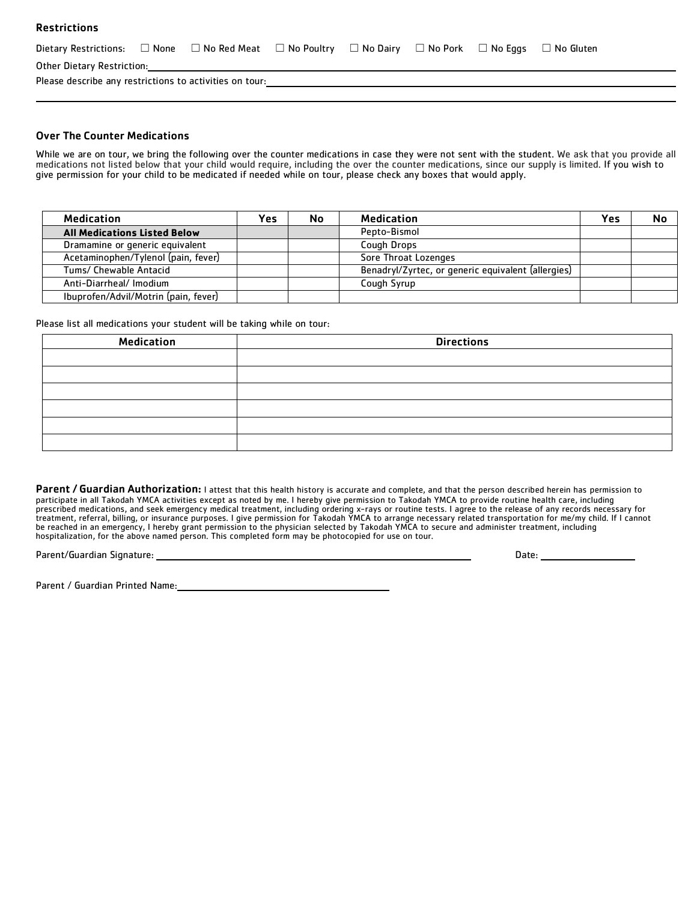### Restrictions

Dietary Restrictions: ☐ None ☐ No Red Meat ☐ No Poultry ☐ No Dairy ☐ No Pork ☐ No Eggs ☐ No Gluten

Other Dietary Restriction: ______________________________

Please describe any restrictions to activities on tour: ______________________________

______________________________

### Over The Counter Medications

While we are on tour, we bring the following over the counter medications in case they were not sent with the student. We ask that you provide all medications not listed below that your child would require, including the over the counter medications, since our supply is limited. If you wish to give permission for your child to be medicated if needed while on tour, please check any boxes that would apply.

| Medication | Yes | No | Medication | Yes | No |
|---|---|---|---|---|---|
| **All Medications Listed Below** | | | Pepto-Bismol | | |
| Dramamine or generic equivalent | | | Cough Drops | | |
| Acetaminophen/Tylenol (pain, fever) | | | Sore Throat Lozenges | | |
| Tums/ Chewable Antacid | | | Benadryl/Zyrtec, or generic equivalent (allergies) | | |
| Anti-Diarrheal/ Imodium | | | Cough Syrup | | |
| Ibuprofen/Advil/Motrin (pain, fever) | | | | | |

Please list all medications your student will be taking while on tour:

| Medication | Directions |
|---|---|
| | |
| | |
| | |
| | |
| | |
| | |

**Parent / Guardian Authorization:** I attest that this health history is accurate and complete, and that the person described herein has permission to participate in all Takodah YMCA activities except as noted by me. I hereby give permission to Takodah YMCA to provide routine health care, including prescribed medications, and seek emergency medical treatment, including ordering x-rays or routine tests. I agree to the release of any records necessary for treatment, referral, billing, or insurance purposes. I give permission for Takodah YMCA to arrange necessary related transportation for me/my child. If I cannot be reached in an emergency, I hereby grant permission to the physician selected by Takodah YMCA to secure and administer treatment, including hospitalization, for the above named person. This completed form may be photocopied for use on tour.

Parent/Guardian Signature: ______________________________ Date: ______________

Parent / Guardian Printed Name: ______________________________